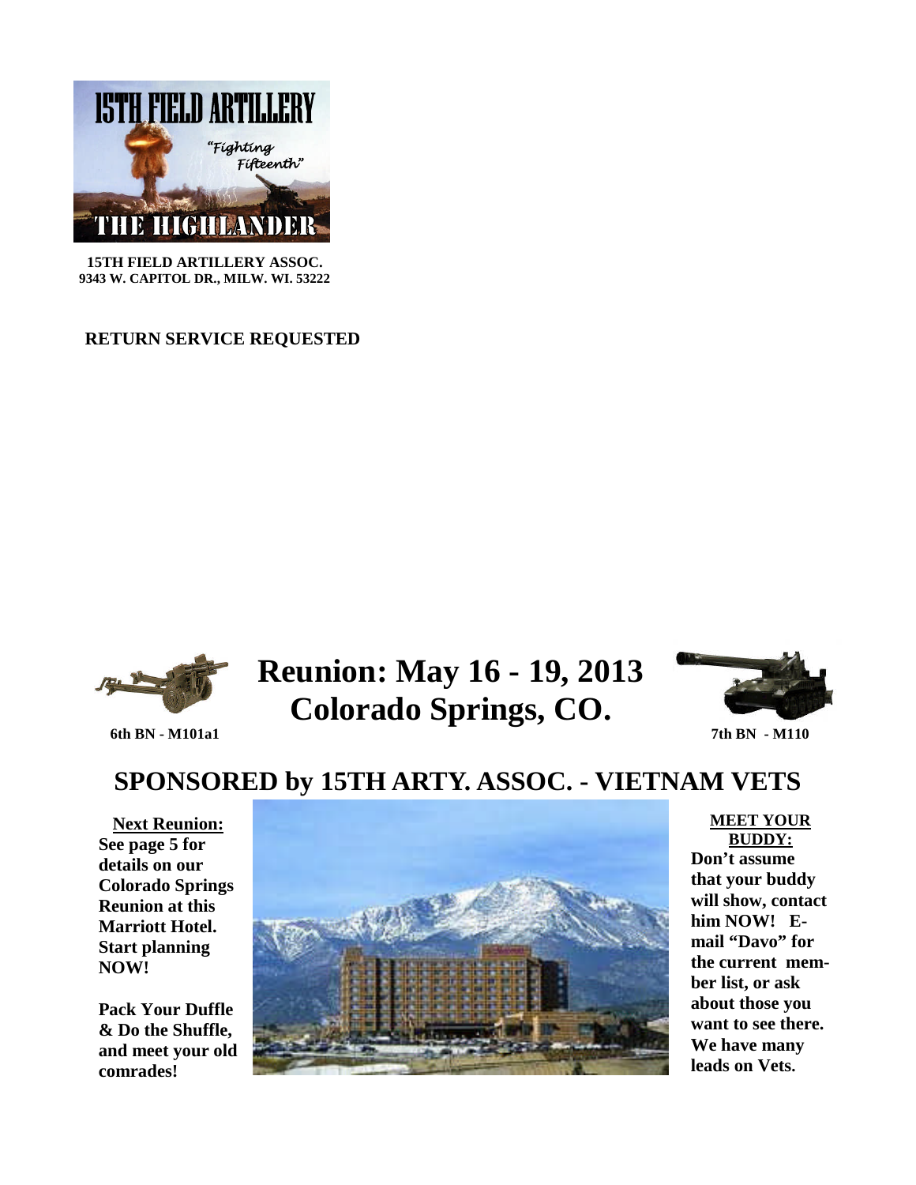# 15TH FIELD ARTILLERY

*"Fighting Fifteenth"*

## THE HIGHLANDER

**15TH FIELD ARTILLERY ASSOC.**
**9343 W. CAPITOL DR., MILW. WI. 53222**

**RETURN SERVICE REQUESTED**

# Reunion: May 16 - 19, 2013 Colorado Springs, CO.

**6th BN - M101a1**

**7th BN - M110**

## SPONSORED by 15TH ARTY. ASSOC. - VIETNAM VETS

**Next Reunion:**

**See page 5 for details on our Colorado Springs Reunion at this Marriott Hotel. Start planning NOW!**

**Pack Your Duffle & Do the Shuffle, and meet your old comrades!**

**MEET YOUR BUDDY:**

**Don't assume that your buddy will show, contact him NOW! E-mail "Davo" for the current member list, or ask about those you want to see there. We have many leads on Vets.**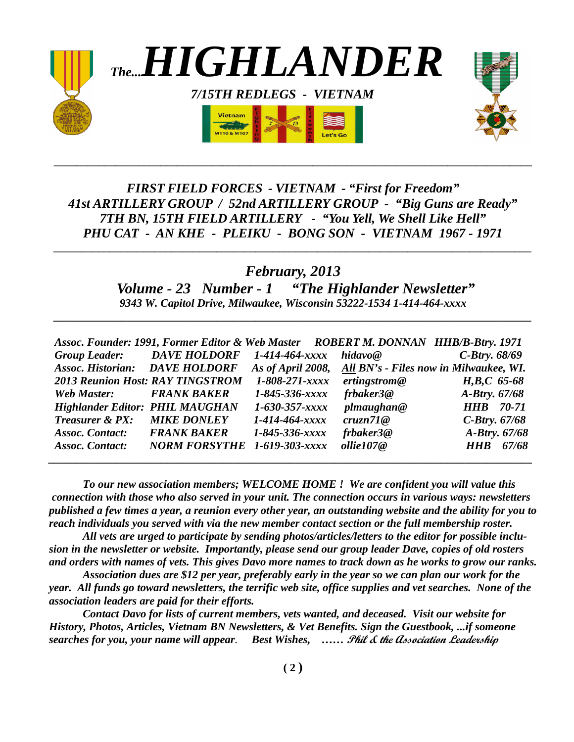# *The... HIGHLANDER*

***7/15TH REDLEGS - VIETNAM***

Vietnam M110 & M107 — Fighting Fifteenth — Let's Go

---

***FIRST FIELD FORCES - VIETNAM - "First for Freedom"***
***41st ARTILLERY GROUP / 52nd ARTILLERY GROUP - "Big Guns are Ready"***
***7TH BN, 15TH FIELD ARTILLERY - "You Yell, We Shell Like Hell"***
***PHU CAT - AN KHE - PLEIKU - BONG SON - VIETNAM 1967 - 1971***

---

***February, 2013***

***Volume - 23 Number - 1 "The Highlander Newsletter"***

***9343 W. Capitol Drive, Milwaukee, Wisconsin 53222-1534 1-414-464-xxxx***

---

***Assoc. Founder: 1991, Former Editor & Web Master ROBERT M. DONNAN HHB/B-Btry. 1971***

| | | | | |
|---|---|---|---|---|
| *Group Leader:* | *DAVE HOLDORF* | *1-414-464-xxxx* | *hidavo@* | *C-Btry. 68/69* |
| *Assoc. Historian:* | *DAVE HOLDORF* | *As of April 2008,* | *All BN's - Files now in Milwaukee, WI.* | |
| *2013 Reunion Host:* | *RAY TINGSTROM* | *1-808-271-xxxx* | *ertingstrom@* | *H,B,C 65-68* |
| *Web Master:* | *FRANK BAKER* | *1-845-336-xxxx* | *frbaker3@* | *A-Btry. 67/68* |
| *Highlander Editor:* | *PHIL MAUGHAN* | *1-630-357-xxxx* | *plmaughan@* | *HHB 70-71* |
| *Treasurer & PX:* | *MIKE DONLEY* | *1-414-464-xxxx* | *cruzn71@* | *C-Btry. 67/68* |
| *Assoc. Contact:* | *FRANK BAKER* | *1-845-336-xxxx* | *frbaker3@* | *A-Btry. 67/68* |
| *Assoc. Contact:* | *NORM FORSYTHE* | *1-619-303-xxxx* | *ollie107@* | *HHB 67/68* |

---

***To our new association members; WELCOME HOME ! We are confident you will value this connection with those who also served in your unit. The connection occurs in various ways: newsletters published a few times a year, a reunion every other year, an outstanding website and the ability for you to reach individuals you served with via the new member contact section or the full membership roster.***

***All vets are urged to participate by sending photos/articles/letters to the editor for possible inclusion in the newsletter or website. Importantly, please send our group leader Dave, copies of old rosters and orders with names of vets. This gives Davo more names to track down as he works to grow our ranks.***

***Association dues are $12 per year, preferably early in the year so we can plan our work for the year. All funds go toward newsletters, the terrific web site, office supplies and vet searches. None of the association leaders are paid for their efforts.***

***Contact Davo for lists of current members, vets wanted, and deceased. Visit our website for History, Photos, Articles, Vietnam BN Newsletters, & Vet Benefits. Sign the Guestbook, ...if someone searches for you, your name will appear. Best Wishes, …… Phil & the Association Leadership***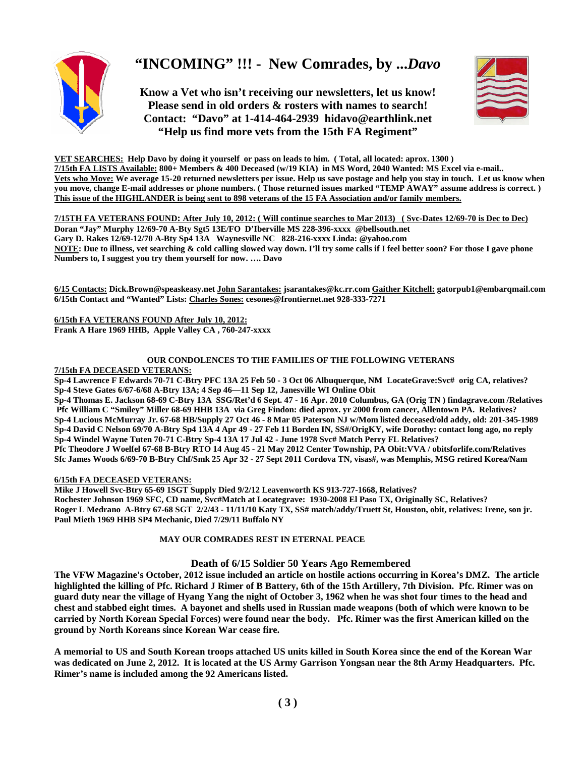# "INCOMING" !!! - New Comrades, by ...*Davo*

**Know a Vet who isn't receiving our newsletters, let us know!**
**Please send in old orders & rosters with names to search!**
**Contact: "Davo" at 1-414-464-2939 hidavo@earthlink.net**
**"Help us find more vets from the 15th FA Regiment"**

**VET SEARCHES: Help Davo by doing it yourself or pass on leads to him. ( Total, all located: aprox. 1300 )**
**7/15th FA LISTS Available: 800+ Members & 400 Deceased (w/19 KIA) in MS Word, 2040 Wanted: MS Excel via e-mail..**
**Vets who Move: We average 15-20 returned newsletters per issue. Help us save postage and help you stay in touch. Let us know when you move, change E-mail addresses or phone numbers. ( Those returned issues marked "TEMP AWAY" assume address is correct. )**
**This issue of the HIGHLANDER is being sent to 898 veterans of the 15 FA Association and/or family members.**

**7/15TH FA VETERANS FOUND: After July 10, 2012: ( Will continue searches to Mar 2013) ( Svc-Dates 12/69-70 is Dec to Dec)**
**Doran "Jay" Murphy 12/69-70 A-Bty Sgt5 13E/FO D'Iberville MS 228-396-xxxx @bellsouth.net**
**Gary D. Rakes 12/69-12/70 A-Bty Sp4 13A Waynesville NC 828-216-xxxx Linda: @yahoo.com**
**NOTE: Due to illness, vet searching & cold calling slowed way down. I'll try some calls if I feel better soon? For those I gave phone Numbers to, I suggest you try them yourself for now. …. Davo**

**6/15 Contacts: Dick.Brown@speaskeasy.net John Sarantakes: jsarantakes@kc.rr.com Gaither Kitchell: gatorpub1@embarqmail.com**
**6/15th Contact and "Wanted" Lists: Charles Sones: cesones@frontiernet.net 928-333-7271**

**6/15th FA VETERANS FOUND After July 10, 2012:**
**Frank A Hare 1969 HHB, Apple Valley CA , 760-247-xxxx**

**OUR CONDOLENCES TO THE FAMILIES OF THE FOLLOWING VETERANS**

**7/15th FA DECEASED VETERANS:**
**Sp-4 Lawrence F Edwards 70-71 C-Btry PFC 13A 25 Feb 50 - 3 Oct 06 Albuquerque, NM LocateGrave:Svc# orig CA, relatives?**
**Sp-4 Steve Gates 6/67-6/68 A-Btry 13A; 4 Sep 46—11 Sep 12, Janesville WI Online Obit**
**Sp-4 Thomas E. Jackson 68-69 C-Btry 13A SSG/Ret'd 6 Sept. 47 - 16 Apr. 2010 Columbus, GA (Orig TN ) findagrave.com /Relatives**
**Pfc William C "Smiley" Miller 68-69 HHB 13A via Greg Findon: died aprox. yr 2000 from cancer, Allentown PA. Relatives?**
**Sp-4 Lucious McMurray Jr. 67-68 HB/Supply 27 Oct 46 - 8 Mar 05 Paterson NJ w/Mom listed deceased/old addy, old: 201-345-1989**
**Sp-4 David C Nelson 69/70 A-Btry Sp4 13A 4 Apr 49 - 27 Feb 11 Borden IN, SS#/OrigKY, wife Dorothy: contact long ago, no reply**
**Sp-4 Windel Wayne Tuten 70-71 C-Btry Sp-4 13A 17 Jul 42 - June 1978 Svc# Match Perry FL Relatives?**
**Pfc Theodore J Woelfel 67-68 B-Btry RTO 14 Aug 45 - 21 May 2012 Center Township, PA Obit:VVA / obitsforlife.com/Relatives**
**Sfc James Woods 6/69-70 B-Btry Chf/Smk 25 Apr 32 - 27 Sept 2011 Cordova TN, visas#, was Memphis, MSG retired Korea/Nam**

**6/15th FA DECEASED VETERANS:**
**Mike J Howell Svc-Btry 65-69 1SGT Supply Died 9/2/12 Leavenworth KS 913-727-1668, Relatives?**
**Rochester Johnson 1969 SFC, CD name, Svc#Match at Locategrave: 1930-2008 El Paso TX, Originally SC, Relatives?**
**Roger L Medrano A-Btry 67-68 SGT 2/2/43 - 11/11/10 Katy TX, SS# match/addy/Truett St, Houston, obit, relatives: Irene, son jr.**
**Paul Mieth 1969 HHB SP4 Mechanic, Died 7/29/11 Buffalo NY**

**MAY OUR COMRADES REST IN ETERNAL PEACE**

## Death of 6/15 Soldier 50 Years Ago Remembered

**The VFW Magazine's October, 2012 issue included an article on hostile actions occurring in Korea's DMZ. The article highlighted the killing of Pfc. Richard J Rimer of B Battery, 6th of the 15th Artillery, 7th Division. Pfc. Rimer was on guard duty near the village of Hyang Yang the night of October 3, 1962 when he was shot four times to the head and chest and stabbed eight times. A bayonet and shells used in Russian made weapons (both of which were known to be carried by North Korean Special Forces) were found near the body. Pfc. Rimer was the first American killed on the ground by North Koreans since Korean War cease fire.**

**A memorial to US and South Korean troops attached US units killed in South Korea since the end of the Korean War was dedicated on June 2, 2012. It is located at the US Army Garrison Yongsan near the 8th Army Headquarters. Pfc. Rimer's name is included among the 92 Americans listed.**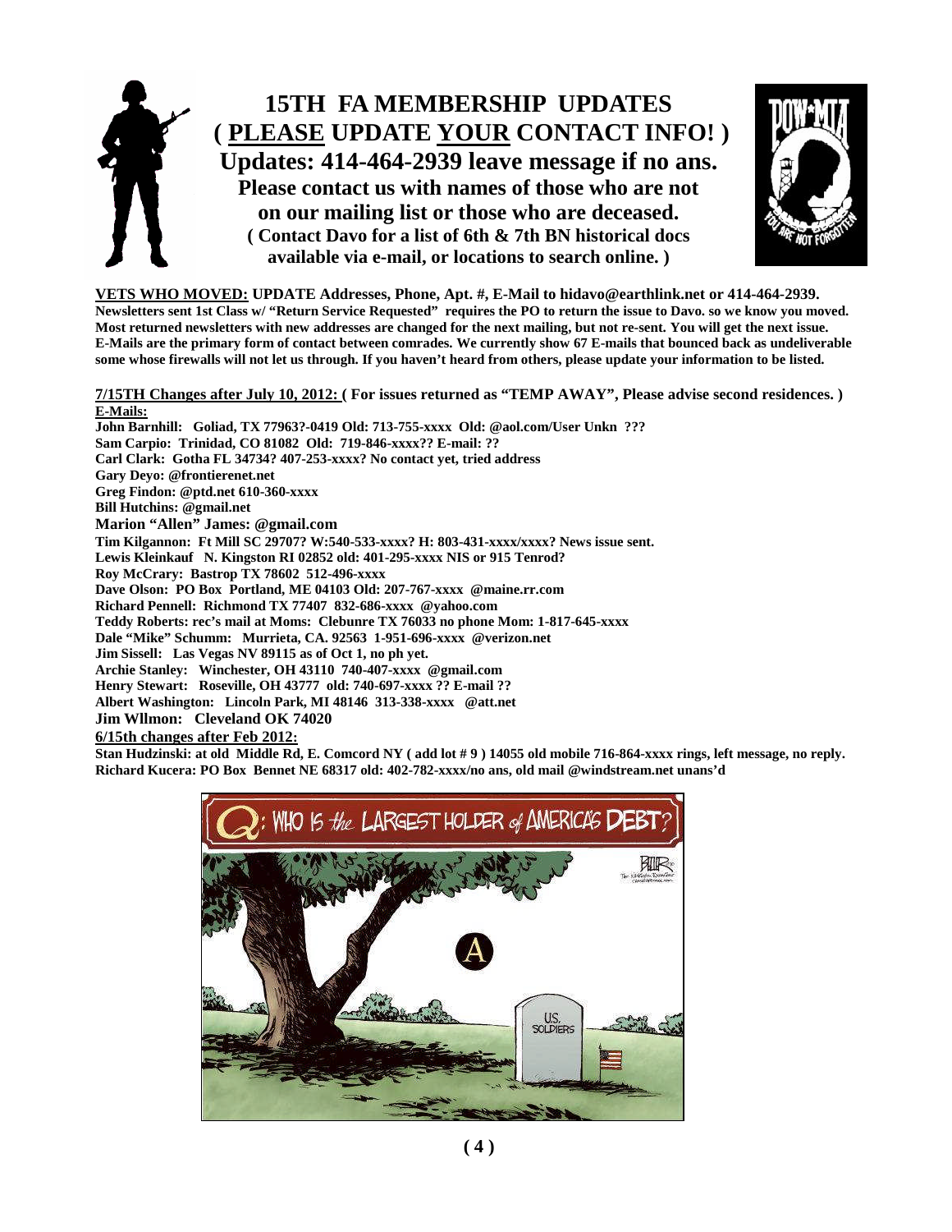# 15TH FA MEMBERSHIP UPDATES

## ( **PLEASE** UPDATE **YOUR** CONTACT INFO! )

### Updates: 414-464-2939 leave message if no ans.

**Please contact us with names of those who are not on our mailing list or those who are deceased.**

**( Contact Davo for a list of 6th & 7th BN historical docs available via e-mail, or locations to search online. )**

**VETS WHO MOVED:** **UPDATE Addresses, Phone, Apt. #, E-Mail to hidavo@earthlink.net or 414-464-2939.**
**Newsletters sent 1st Class w/ "Return Service Requested" requires the PO to return the issue to Davo. so we know you moved. Most returned newsletters with new addresses are changed for the next mailing, but not re-sent. You will get the next issue. E-Mails are the primary form of contact between comrades. We currently show 67 E-mails that bounced back as undeliverable some whose firewalls will not let us through. If you haven't heard from others, please update your information to be listed.**

**7/15TH Changes after July 10, 2012:** **( For issues returned as "TEMP AWAY", Please advise second residences. )**

**E-Mails:**

**John Barnhill: Goliad, TX 77963?-0419 Old: 713-755-xxxx Old: @aol.com/User Unkn ???**
**Sam Carpio: Trinidad, CO 81082 Old: 719-846-xxxx?? E-mail: ??**
**Carl Clark: Gotha FL 34734? 407-253-xxxx? No contact yet, tried address**
**Gary Deyo: @frontierenet.net**
**Greg Findon: @ptd.net 610-360-xxxx**
**Bill Hutchins: @gmail.net**
**Marion "Allen" James: @gmail.com**
**Tim Kilgannon: Ft Mill SC 29707? W:540-533-xxxx? H: 803-431-xxxx/xxxx? News issue sent.**
**Lewis Kleinkauf N. Kingston RI 02852 old: 401-295-xxxx NIS or 915 Tenrod?**
**Roy McCrary: Bastrop TX 78602 512-496-xxxx**
**Dave Olson: PO Box Portland, ME 04103 Old: 207-767-xxxx @maine.rr.com**
**Richard Pennell: Richmond TX 77407 832-686-xxxx @yahoo.com**
**Teddy Roberts: rec's mail at Moms: Clebunre TX 76033 no phone Mom: 1-817-645-xxxx**
**Dale "Mike" Schumm: Murrieta, CA. 92563 1-951-696-xxxx @verizon.net**
**Jim Sissell: Las Vegas NV 89115 as of Oct 1, no ph yet.**
**Archie Stanley: Winchester, OH 43110 740-407-xxxx @gmail.com**
**Henry Stewart: Roseville, OH 43777 old: 740-697-xxxx ?? E-mail ??**
**Albert Washington: Lincoln Park, MI 48146 313-338-xxxx @att.net**
**Jim Wllmon: Cleveland OK 74020**

**6/15th changes after Feb 2012:**

**Stan Hudzinski: at old Middle Rd, E. Comcord NY ( add lot # 9 ) 14055 old mobile 716-864-xxxx rings, left message, no reply.**
**Richard Kucera: PO Box Bennet NE 68317 old: 402-782-xxxx/no ans, old mail @windstream.net unans'd**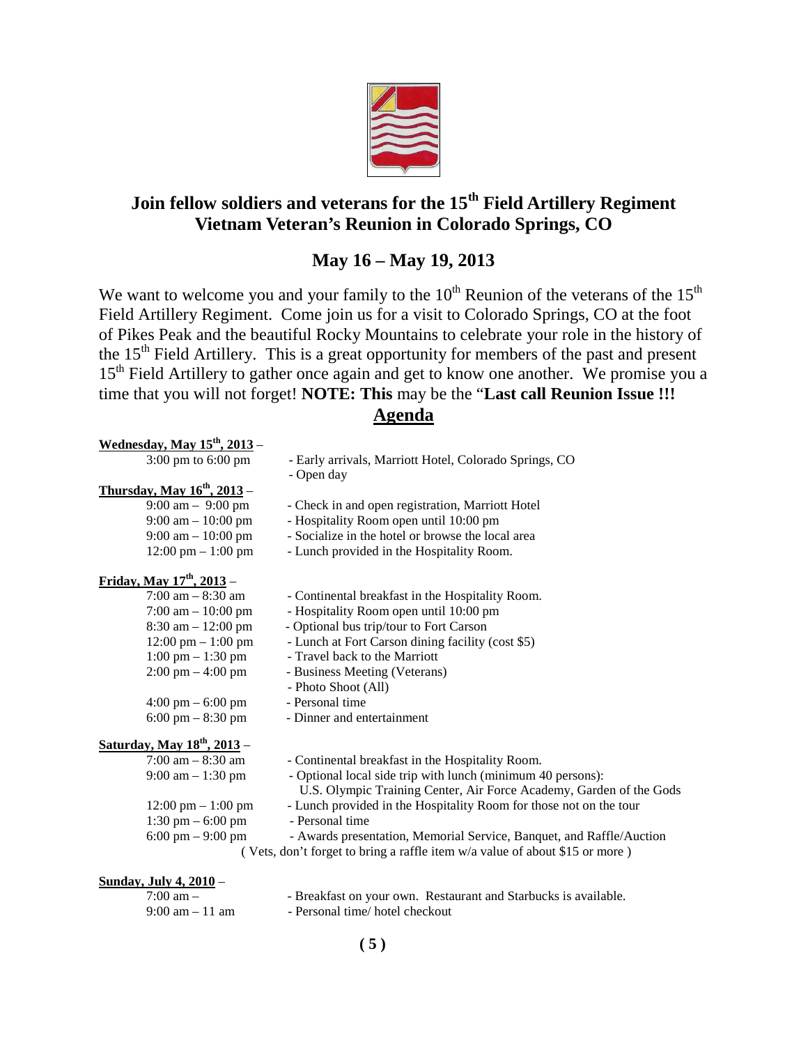## Join fellow soldiers and veterans for the 15th Field Artillery Regiment Vietnam Veteran's Reunion in Colorado Springs, CO

## May 16 – May 19, 2013

We want to welcome you and your family to the 10th Reunion of the veterans of the 15th Field Artillery Regiment. Come join us for a visit to Colorado Springs, CO at the foot of Pikes Peak and the beautiful Rocky Mountains to celebrate your role in the history of the 15th Field Artillery. This is a great opportunity for members of the past and present 15th Field Artillery to gather once again and get to know one another. We promise you a time that you will not forget! **NOTE: This** may be the "**Last call Reunion Issue !!!**

## Agenda

**Wednesday, May 15th, 2013** –

| | |
|---|---|
| 3:00 pm to 6:00 pm | - Early arrivals, Marriott Hotel, Colorado Springs, CO |
| | - Open day |

**Thursday, May 16th, 2013** –

| | |
|---|---|
| 9:00 am – 9:00 pm | - Check in and open registration, Marriott Hotel |
| 9:00 am – 10:00 pm | - Hospitality Room open until 10:00 pm |
| 9:00 am – 10:00 pm | - Socialize in the hotel or browse the local area |
| 12:00 pm – 1:00 pm | - Lunch provided in the Hospitality Room. |

**Friday, May 17th, 2013** –

| | |
|---|---|
| 7:00 am – 8:30 am | - Continental breakfast in the Hospitality Room. |
| 7:00 am – 10:00 pm | - Hospitality Room open until 10:00 pm |
| 8:30 am – 12:00 pm | - Optional bus trip/tour to Fort Carson |
| 12:00 pm – 1:00 pm | - Lunch at Fort Carson dining facility (cost $5) |
| 1:00 pm – 1:30 pm | - Travel back to the Marriott |
| 2:00 pm – 4:00 pm | - Business Meeting (Veterans) |
| | - Photo Shoot (All) |
| 4:00 pm – 6:00 pm | - Personal time |
| 6:00 pm – 8:30 pm | - Dinner and entertainment |

**Saturday, May 18th, 2013** –

| | |
|---|---|
| 7:00 am – 8:30 am | - Continental breakfast in the Hospitality Room. |
| 9:00 am – 1:30 pm | - Optional local side trip with lunch (minimum 40 persons): U.S. Olympic Training Center, Air Force Academy, Garden of the Gods |
| 12:00 pm – 1:00 pm | - Lunch provided in the Hospitality Room for those not on the tour |
| 1:30 pm – 6:00 pm | - Personal time |
| 6:00 pm – 9:00 pm | - Awards presentation, Memorial Service, Banquet, and Raffle/Auction |

( Vets, don't forget to bring a raffle item w/a value of about $15 or more )

**Sunday, July 4, 2010** –

| | |
|---|---|
| 7:00 am – | - Breakfast on your own. Restaurant and Starbucks is available. |
| 9:00 am – 11 am | - Personal time/ hotel checkout |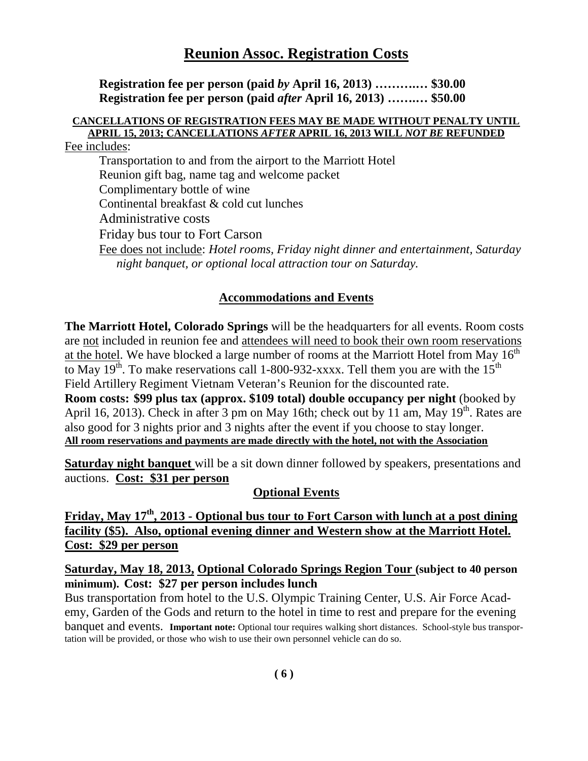# Reunion Assoc. Registration Costs

**Registration fee per person (paid *by* April 16, 2013) ………..… $30.00**
**Registration fee per person (paid *after* April 16, 2013) ……..… $50.00**

**CANCELLATIONS OF REGISTRATION FEES MAY BE MADE WITHOUT PENALTY UNTIL APRIL 15, 2013; CANCELLATIONS *AFTER* APRIL 16, 2013 WILL *NOT BE* REFUNDED**

Fee includes:

- Transportation to and from the airport to the Marriott Hotel
- Reunion gift bag, name tag and welcome packet
- Complimentary bottle of wine
- Continental breakfast & cold cut lunches
- Administrative costs
- Friday bus tour to Fort Carson

Fee does not include: *Hotel rooms, Friday night dinner and entertainment, Saturday night banquet, or optional local attraction tour on Saturday.*

## Accommodations and Events

**The Marriott Hotel, Colorado Springs** will be the headquarters for all events. Room costs are not included in reunion fee and attendees will need to book their own room reservations at the hotel. We have blocked a large number of rooms at the Marriott Hotel from May 16th to May 19th. To make reservations call 1-800-932-xxxx. Tell them you are with the 15th Field Artillery Regiment Vietnam Veteran's Reunion for the discounted rate.

**Room costs: $99 plus tax (approx. $109 total) double occupancy per night** (booked by April 16, 2013). Check in after 3 pm on May 16th; check out by 11 am, May 19th. Rates are also good for 3 nights prior and 3 nights after the event if you choose to stay longer.

**All room reservations and payments are made directly with the hotel, not with the Association**

**Saturday night banquet** will be a sit down dinner followed by speakers, presentations and auctions. **Cost: $31 per person**

## Optional Events

**Friday, May 17th, 2013 - Optional bus tour to Fort Carson with lunch at a post dining facility ($5). Also, optional evening dinner and Western show at the Marriott Hotel. Cost: $29 per person**

**Saturday, May 18, 2013, Optional Colorado Springs Region Tour (subject to 40 person minimum). Cost: $27 per person includes lunch**

Bus transportation from hotel to the U.S. Olympic Training Center, U.S. Air Force Academy, Garden of the Gods and return to the hotel in time to rest and prepare for the evening banquet and events. **Important note:** Optional tour requires walking short distances. School-style bus transportation will be provided, or those who wish to use their own personnel vehicle can do so.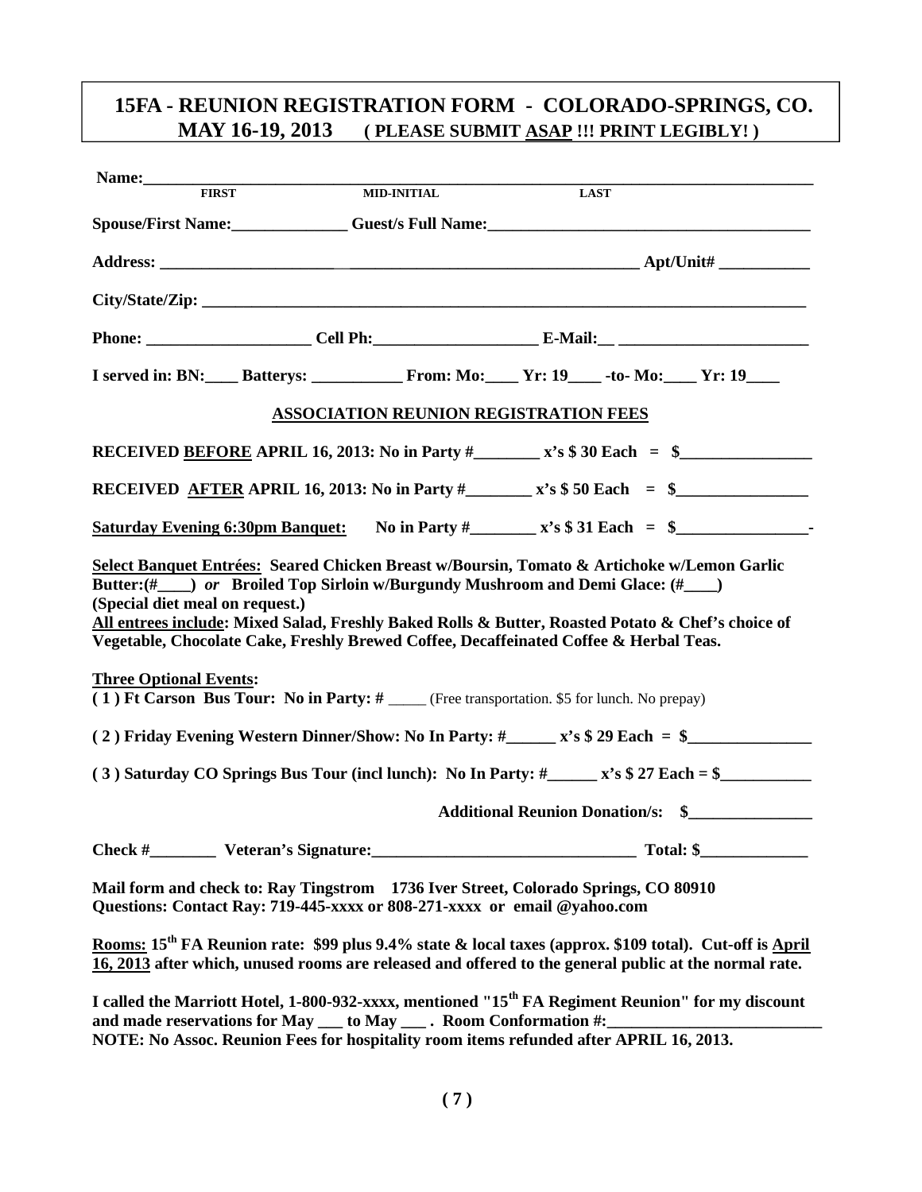# 15FA - REUNION REGISTRATION FORM - COLORADO-SPRINGS, CO.
## MAY 16-19, 2013 ( PLEASE SUBMIT ASAP !!! PRINT LEGIBLY! )

**Name:**\_\_\_\_\_\_\_\_\_\_\_\_\_\_\_\_\_\_\_\_\_\_\_\_\_\_\_\_\_\_\_\_\_\_\_\_\_\_\_\_\_\_\_\_\_\_\_\_\_\_\_\_\_\_\_\_\_\_\_\_
FIRST MID-INITIAL LAST

**Spouse/First Name:**\_\_\_\_\_\_\_\_\_\_\_\_\_\_ **Guest/s Full Name:**\_\_\_\_\_\_\_\_\_\_\_\_\_\_\_\_\_\_\_\_\_\_\_\_\_\_\_\_\_\_\_\_\_\_\_\_\_\_\_\_

**Address:** \_\_\_\_\_\_\_\_\_\_\_\_\_\_\_\_\_\_\_\_\_\_\_\_\_\_\_\_\_\_\_\_\_\_\_\_\_\_\_\_\_\_\_\_\_\_\_\_\_\_\_\_\_\_\_\_ **Apt/Unit#** \_\_\_\_\_\_\_\_\_\_\_

**City/State/Zip:** \_\_\_\_\_\_\_\_\_\_\_\_\_\_\_\_\_\_\_\_\_\_\_\_\_\_\_\_\_\_\_\_\_\_\_\_\_\_\_\_\_\_\_\_\_\_\_\_\_\_\_\_\_\_\_\_\_\_\_\_\_\_\_\_\_\_\_\_\_\_\_\_\_\_

**Phone:** \_\_\_\_\_\_\_\_\_\_\_\_\_\_\_\_\_\_\_\_ **Cell Ph:**\_\_\_\_\_\_\_\_\_\_\_\_\_\_\_\_\_\_\_\_ **E-Mail:**\_\_ \_\_\_\_\_\_\_\_\_\_\_\_\_\_\_\_\_\_\_\_\_\_\_

**I served in: BN:\_\_\_\_ Batterys: \_\_\_\_\_\_\_\_\_\_\_ From: Mo:\_\_\_\_ Yr: 19\_\_\_\_ -to- Mo:\_\_\_\_ Yr: 19\_\_\_\_**

### ASSOCIATION REUNION REGISTRATION FEES

**RECEIVED BEFORE APRIL 16, 2013: No in Party #\_\_\_\_\_\_\_\_ x's $ 30 Each = $\_\_\_\_\_\_\_\_\_\_\_\_\_\_\_\_**

**RECEIVED AFTER APRIL 16, 2013: No in Party #\_\_\_\_\_\_\_\_ x's $ 50 Each = $\_\_\_\_\_\_\_\_\_\_\_\_\_\_\_\_**

**Saturday Evening 6:30pm Banquet: No in Party #\_\_\_\_\_\_\_\_ x's $ 31 Each = $\_\_\_\_\_\_\_\_\_\_\_\_\_\_\_\_-**

**Select Banquet Entrées: Seared Chicken Breast w/Boursin, Tomato & Artichoke w/Lemon Garlic Butter:(#\_\_\_\_)** ***or*** **Broiled Top Sirloin w/Burgundy Mushroom and Demi Glace: (#\_\_\_\_)**
**(Special diet meal on request.)**
**All entrees include: Mixed Salad, Freshly Baked Rolls & Butter, Roasted Potato & Chef's choice of Vegetable, Chocolate Cake, Freshly Brewed Coffee, Decaffeinated Coffee & Herbal Teas.**

**Three Optional Events:**
**( 1 ) Ft Carson Bus Tour: No in Party: #** \_\_\_\_\_ (Free transportation. $5 for lunch. No prepay)

**( 2 ) Friday Evening Western Dinner/Show: No In Party: #\_\_\_\_\_\_ x's $ 29 Each = $\_\_\_\_\_\_\_\_\_\_\_\_\_\_\_**

**( 3 ) Saturday CO Springs Bus Tour (incl lunch): No In Party: #\_\_\_\_\_\_ x's $ 27 Each = $\_\_\_\_\_\_\_\_\_\_\_**

**Additional Reunion Donation/s: $\_\_\_\_\_\_\_\_\_\_\_\_\_\_\_**

**Check #\_\_\_\_\_\_\_\_ Veteran's Signature:\_\_\_\_\_\_\_\_\_\_\_\_\_\_\_\_\_\_\_\_\_\_\_\_\_\_\_\_\_\_\_\_\_ Total: $\_\_\_\_\_\_\_\_\_\_\_\_\_**

**Mail form and check to: Ray Tingstrom 1736 Iver Street, Colorado Springs, CO 80910**
**Questions: Contact Ray: 719-445-xxxx or 808-271-xxxx or email @yahoo.com**

**Rooms: 15th FA Reunion rate: $99 plus 9.4% state & local taxes (approx. $109 total). Cut-off is April 16, 2013 after which, unused rooms are released and offered to the general public at the normal rate.**

**I called the Marriott Hotel, 1-800-932-xxxx, mentioned "15th FA Regiment Reunion" for my discount and made reservations for May \_\_\_ to May \_\_\_ . Room Conformation #:\_\_\_\_\_\_\_\_\_\_\_\_\_\_\_\_\_\_\_\_\_\_\_\_\_\_**
**NOTE: No Assoc. Reunion Fees for hospitality room items refunded after APRIL 16, 2013.**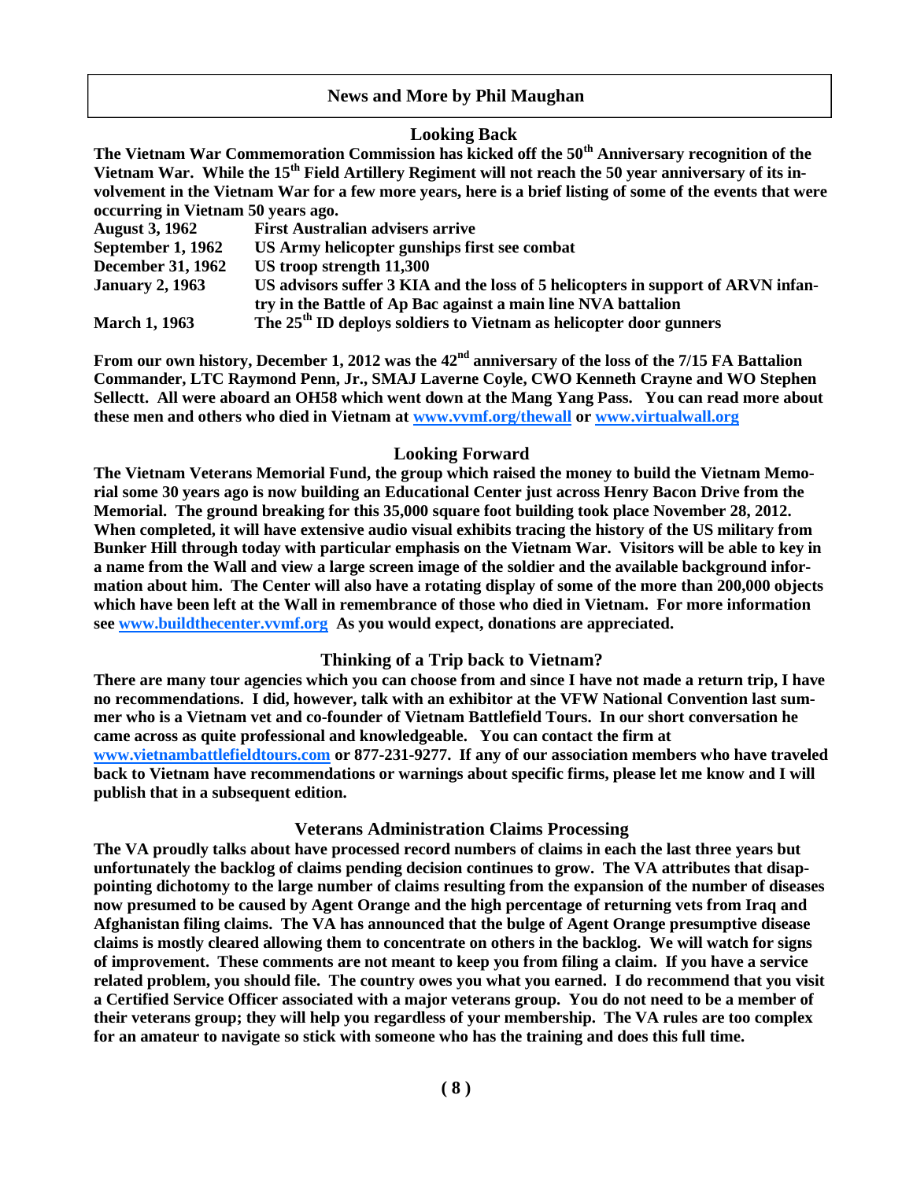## News and More by Phil Maughan

### Looking Back

**The Vietnam War Commemoration Commission has kicked off the 50th Anniversary recognition of the Vietnam War. While the 15th Field Artillery Regiment will not reach the 50 year anniversary of its involvement in the Vietnam War for a few more years, here is a brief listing of some of the events that were occurring in Vietnam 50 years ago.**

| | |
|---|---|
| **August 3, 1962** | **First Australian advisers arrive** |
| **September 1, 1962** | **US Army helicopter gunships first see combat** |
| **December 31, 1962** | **US troop strength 11,300** |
| **January 2, 1963** | **US advisors suffer 3 KIA and the loss of 5 helicopters in support of ARVN infantry in the Battle of Ap Bac against a main line NVA battalion** |
| **March 1, 1963** | **The 25th ID deploys soldiers to Vietnam as helicopter door gunners** |

**From our own history, December 1, 2012 was the 42nd anniversary of the loss of the 7/15 FA Battalion Commander, LTC Raymond Penn, Jr., SMAJ Laverne Coyle, CWO Kenneth Crayne and WO Stephen Sellectt. All were aboard an OH58 which went down at the Mang Yang Pass. You can read more about these men and others who died in Vietnam at www.vvmf.org/thewall or www.virtualwall.org**

### Looking Forward

**The Vietnam Veterans Memorial Fund, the group which raised the money to build the Vietnam Memorial some 30 years ago is now building an Educational Center just across Henry Bacon Drive from the Memorial. The ground breaking for this 35,000 square foot building took place November 28, 2012. When completed, it will have extensive audio visual exhibits tracing the history of the US military from Bunker Hill through today with particular emphasis on the Vietnam War. Visitors will be able to key in a name from the Wall and view a large screen image of the soldier and the available background information about him. The Center will also have a rotating display of some of the more than 200,000 objects which have been left at the Wall in remembrance of those who died in Vietnam. For more information see www.buildthecenter.vvmf.org As you would expect, donations are appreciated.**

### Thinking of a Trip back to Vietnam?

**There are many tour agencies which you can choose from and since I have not made a return trip, I have no recommendations. I did, however, talk with an exhibitor at the VFW National Convention last summer who is a Vietnam vet and co-founder of Vietnam Battlefield Tours. In our short conversation he came across as quite professional and knowledgeable. You can contact the firm at www.vietnambattlefieldtours.com or 877-231-9277. If any of our association members who have traveled back to Vietnam have recommendations or warnings about specific firms, please let me know and I will publish that in a subsequent edition.**

### Veterans Administration Claims Processing

**The VA proudly talks about have processed record numbers of claims in each the last three years but unfortunately the backlog of claims pending decision continues to grow. The VA attributes that disappointing dichotomy to the large number of claims resulting from the expansion of the number of diseases now presumed to be caused by Agent Orange and the high percentage of returning vets from Iraq and Afghanistan filing claims. The VA has announced that the bulge of Agent Orange presumptive disease claims is mostly cleared allowing them to concentrate on others in the backlog. We will watch for signs of improvement. These comments are not meant to keep you from filing a claim. If you have a service related problem, you should file. The country owes you what you earned. I do recommend that you visit a Certified Service Officer associated with a major veterans group. You do not need to be a member of their veterans group; they will help you regardless of your membership. The VA rules are too complex for an amateur to navigate so stick with someone who has the training and does this full time.**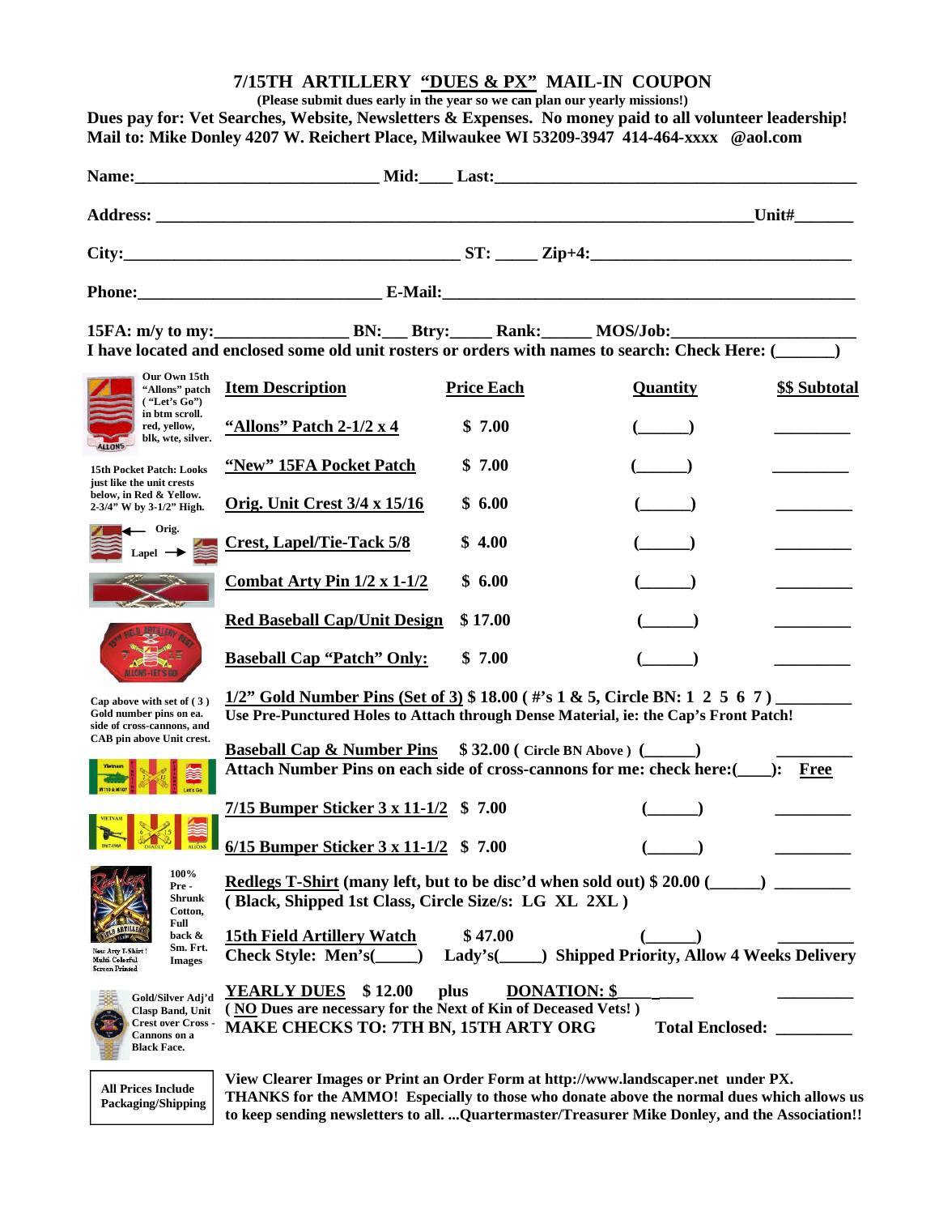# 7/15TH ARTILLERY "DUES & PX" MAIL-IN COUPON

**(Please submit dues early in the year so we can plan our yearly missions!)**

**Dues pay for: Vet Searches, Website, Newsletters & Expenses. No money paid to all volunteer leadership!**
**Mail to: Mike Donley 4207 W. Reichert Place, Milwaukee WI 53209-3947 414-464-xxxx @aol.com**

**Name:**_____________________________ **Mid:**____ **Last:**_____________________________________________

**Address:** ______________________________________________________________________**Unit#**_______

**City:**________________________________________ **ST:** _____ **Zip+4:**______________________________

**Phone:**_____________________________ **E-Mail:**_____________________________________________________

**15FA: m/y to my:**_______________ **BN:**___ **Btry:**_____ **Rank:**______ **MOS/Job:**_____________________
**I have located and enclosed some old unit rosters or orders with names to search: Check Here: (_______)**

Our Own 15th "Allons" patch ("Let's Go") in btm scroll. red, yellow, blk, wte, silver.

15th Pocket Patch: Looks just like the unit crests below, in Red & Yellow. 2-3/4" W by 3-1/2" High.

Orig. ← Lapel →

Cap above with set of (3) Gold number pins on ea. side of cross-cannons, and CAB pin above Unit crest.

New Arty T-Shirt! Multi-Colorful Screen Printed

100% Pre-Shrunk Cotton, Full back & Sm. Frt. Images

Gold/Silver Adj'd Clasp Band, Unit Crest over Cross-Cannons on a Black Face.

| Item Description | Price Each | Quantity | $$ Subtotal |
|---|---|---|---|
| "Allons" Patch 2-1/2 x 4 | $ 7.00 | (______) | _________ |
| "New" 15FA Pocket Patch | $ 7.00 | (______) | _________ |
| Orig. Unit Crest 3/4 x 15/16 | $ 6.00 | (______) | _________ |
| Crest, Lapel/Tie-Tack 5/8 | $ 4.00 | (______) | _________ |
| Combat Arty Pin 1/2 x 1-1/2 | $ 6.00 | (______) | _________ |
| Red Baseball Cap/Unit Design | $ 17.00 | (______) | _________ |
| Baseball Cap "Patch" Only: | $ 7.00 | (______) | _________ |

**1/2" Gold Number Pins (Set of 3) $ 18.00 ( #'s 1 & 5, Circle BN: 1 2 5 6 7 )** _________
**Use Pre-Punctured Holes to Attach through Dense Material, ie: the Cap's Front Patch!**

**Baseball Cap & Number Pins $ 32.00 ( Circle BN Above ) (_______)** _________
**Attach Number Pins on each side of cross-cannons for me: check here:(____): Free**

| | | | |
|---|---|---|---|
| 7/15 Bumper Sticker 3 x 11-1/2 | $ 7.00 | (______) | _________ |
| 6/15 Bumper Sticker 3 x 11-1/2 | $ 7.00 | (______) | _________ |

**Redlegs T-Shirt (many left, but to be disc'd when sold out) $ 20.00 (______)** _________
**( Black, Shipped 1st Class, Circle Size/s: LG XL 2XL )**

**15th Field Artillery Watch $ 47.00 (______)** _________
**Check Style: Men's(_____) Lady's(_____) Shipped Priority, Allow 4 Weeks Delivery**

**YEARLY DUES $ 12.00 plus DONATION: $**_________ _________
**( NO Dues are necessary for the Next of Kin of Deceased Vets! )**
**MAKE CHECKS TO: 7TH BN, 15TH ARTY ORG** **Total Enclosed:** _________

**All Prices Include Packaging/Shipping**

**View Clearer Images or Print an Order Form at http://www.landscaper.net under PX.**
**THANKS for the AMMO! Especially to those who donate above the normal dues which allows us to keep sending newsletters to all. ...Quartermaster/Treasurer Mike Donley, and the Association!!**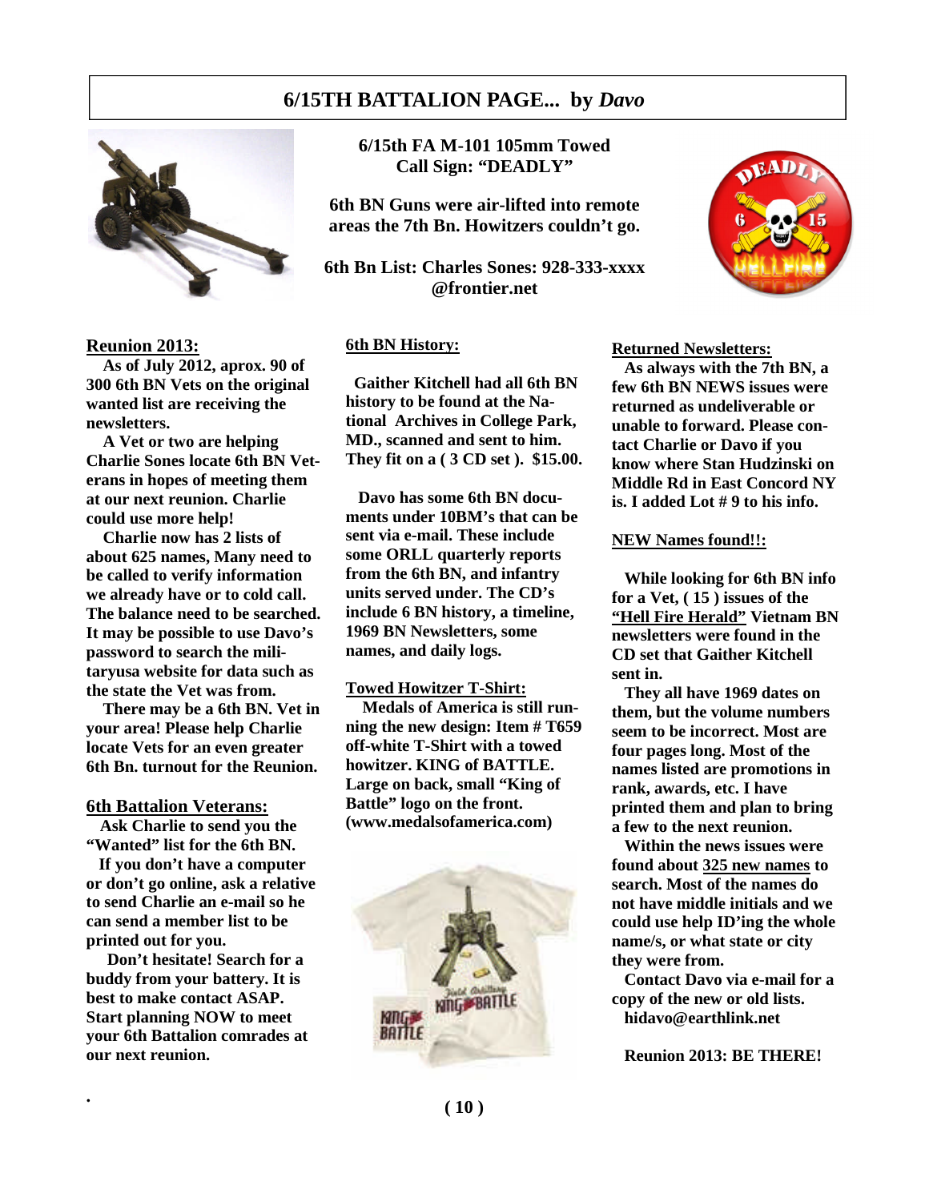# 6/15TH BATTALION PAGE... by *Davo*

**6/15th FA M-101 105mm Towed**
**Call Sign: "DEADLY"**

**6th BN Guns were air-lifted into remote areas the 7th Bn. Howitzers couldn't go.**

**6th Bn List: Charles Sones: 928-333-xxxx @frontier.net**

## Reunion 2013:

**As of July 2012, aprox. 90 of 300 6th BN Vets on the original wanted list are receiving the newsletters.**

**A Vet or two are helping Charlie Sones locate 6th BN Veterans in hopes of meeting them at our next reunion. Charlie could use more help!**

**Charlie now has 2 lists of about 625 names, Many need to be called to verify information we already have or to cold call. The balance need to be searched. It may be possible to use Davo's password to search the militaryusa website for data such as the state the Vet was from.**

**There may be a 6th BN. Vet in your area! Please help Charlie locate Vets for an even greater 6th Bn. turnout for the Reunion.**

## 6th Battalion Veterans:

**Ask Charlie to send you the "Wanted" list for the 6th BN.**

**If you don't have a computer or don't go online, ask a relative to send Charlie an e-mail so he can send a member list to be printed out for you.**

**Don't hesitate! Search for a buddy from your battery. It is best to make contact ASAP. Start planning NOW to meet your 6th Battalion comrades at our next reunion.**

## 6th BN History:

**Gaither Kitchell had all 6th BN history to be found at the National Archives in College Park, MD., scanned and sent to him. They fit on a ( 3 CD set ). $15.00.**

**Davo has some 6th BN documents under 10BM's that can be sent via e-mail. These include some ORLL quarterly reports from the 6th BN, and infantry units served under. The CD's include 6 BN history, a timeline, 1969 BN Newsletters, some names, and daily logs.**

## Towed Howitzer T-Shirt:

**Medals of America is still running the new design: Item # T659 off-white T-Shirt with a towed howitzer. KING of BATTLE. Large on back, small "King of Battle" logo on the front. (www.medalsofamerica.com)**

## Returned Newsletters:

**As always with the 7th BN, a few 6th BN NEWS issues were returned as undeliverable or unable to forward. Please contact Charlie or Davo if you know where Stan Hudzinski on Middle Rd in East Concord NY is. I added Lot # 9 to his info.**

## NEW Names found!!:

**While looking for 6th BN info for a Vet, ( 15 ) issues of the "Hell Fire Herald" Vietnam BN newsletters were found in the CD set that Gaither Kitchell sent in.**

**They all have 1969 dates on them, but the volume numbers seem to be incorrect. Most are four pages long. Most of the names listed are promotions in rank, awards, etc. I have printed them and plan to bring a few to the next reunion.**

**Within the news issues were found about 325 new names to search. Most of the names do not have middle initials and we could use help ID'ing the whole name/s, or what state or city they were from.**

**Contact Davo via e-mail for a copy of the new or old lists.**
**hidavo@earthlink.net**

**Reunion 2013: BE THERE!**